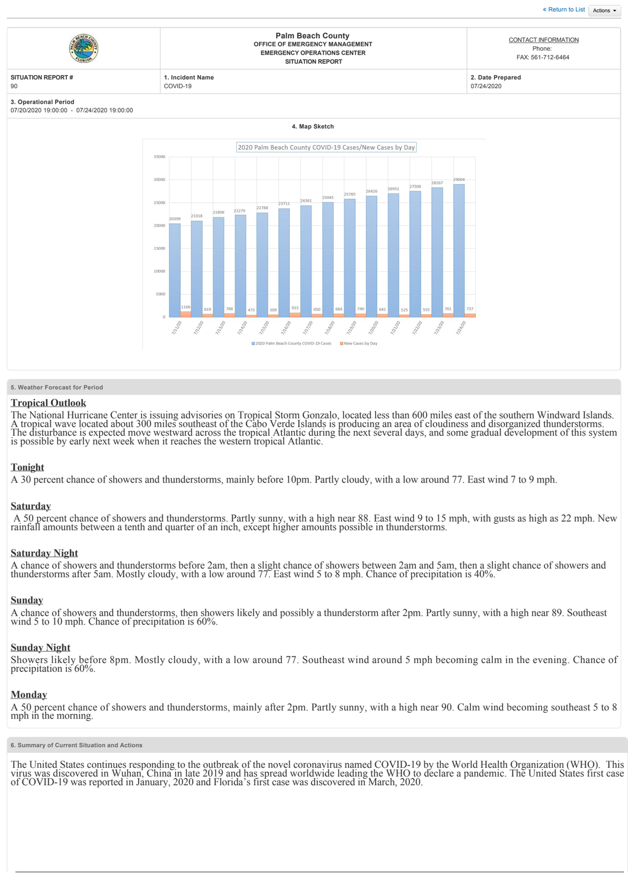« Return to List Actions

| | Palm Beach County<br>OFFICE OF EMERGENCY MANAGEMENT<br>EMERGENCY OPERATIONS CENTER<br>SITUATION REPORT | CONTACT INFORMATION<br>Phone:<br>FAX: 561-712-6464 |
|---|---|---|
| **SITUATION REPORT #**<br>90 | **1. Incident Name**<br>COVID-19 | **2. Date Prepared**<br>07/24/2020 |

**3. Operational Period**
07/20/2020 19:00:00 - 07/24/2020 19:00:00

**4. Map Sketch**

2020 Palm Beach County COVID-19 Cases/New Cases by Day

| Date | 2020 Palm Beach County COVID-19 Cases | New Cases by Day |
|---|---|---|
| 7/11/20 | 20399 | 1166 |
| 7/12/20 | 21018 | 619 |
| 7/13/20 | 21806 | 788 |
| 7/14/20 | 22279 | 473 |
| 7/15/20 | 22788 | 509 |
| 7/16/20 | 23711 | 923 |
| 7/17/20 | 24361 | 650 |
| 7/18/20 | 25045 | 684 |
| 7/19/20 | 25785 | 740 |
| 7/20/20 | 26426 | 641 |
| 7/21/20 | 26951 | 525 |
| 7/22/20 | 27506 | 555 |
| 7/23/20 | 28267 | 761 |
| 7/24/20 | 29004 | 737 |

**5. Weather Forecast for Period**

## Tropical Outlook

The National Hurricane Center is issuing advisories on Tropical Storm Gonzalo, located less than 600 miles east of the southern Windward Islands. A tropical wave located about 300 miles southeast of the Cabo Verde Islands is producing an area of cloudiness and disorganized thunderstorms. The disturbance is expected move westward across the tropical Atlantic during the next several days, and some gradual development of this system is possible by early next week when it reaches the western tropical Atlantic.

## Tonight

A 30 percent chance of showers and thunderstorms, mainly before 10pm. Partly cloudy, with a low around 77. East wind 7 to 9 mph.

## Saturday

A 50 percent chance of showers and thunderstorms. Partly sunny, with a high near 88. East wind 9 to 15 mph, with gusts as high as 22 mph. New rainfall amounts between a tenth and quarter of an inch, except higher amounts possible in thunderstorms.

## Saturday Night

A chance of showers and thunderstorms before 2am, then a slight chance of showers between 2am and 5am, then a slight chance of showers and thunderstorms after 5am. Mostly cloudy, with a low around 77. East wind 5 to 8 mph. Chance of precipitation is 40%.

## Sunday

A chance of showers and thunderstorms, then showers likely and possibly a thunderstorm after 2pm. Partly sunny, with a high near 89. Southeast wind 5 to 10 mph. Chance of precipitation is 60%.

## Sunday Night

Showers likely before 8pm. Mostly cloudy, with a low around 77. Southeast wind around 5 mph becoming calm in the evening. Chance of precipitation is 60%.

## Monday

A 50 percent chance of showers and thunderstorms, mainly after 2pm. Partly sunny, with a high near 90. Calm wind becoming southeast 5 to 8 mph in the morning.

**6. Summary of Current Situation and Actions**

The United States continues responding to the outbreak of the novel coronavirus named COVID-19 by the World Health Organization (WHO). This virus was discovered in Wuhan, China in late 2019 and has spread worldwide leading the WHO to declare a pandemic. The United States first case of COVID-19 was reported in January, 2020 and Florida's first case was discovered in March, 2020.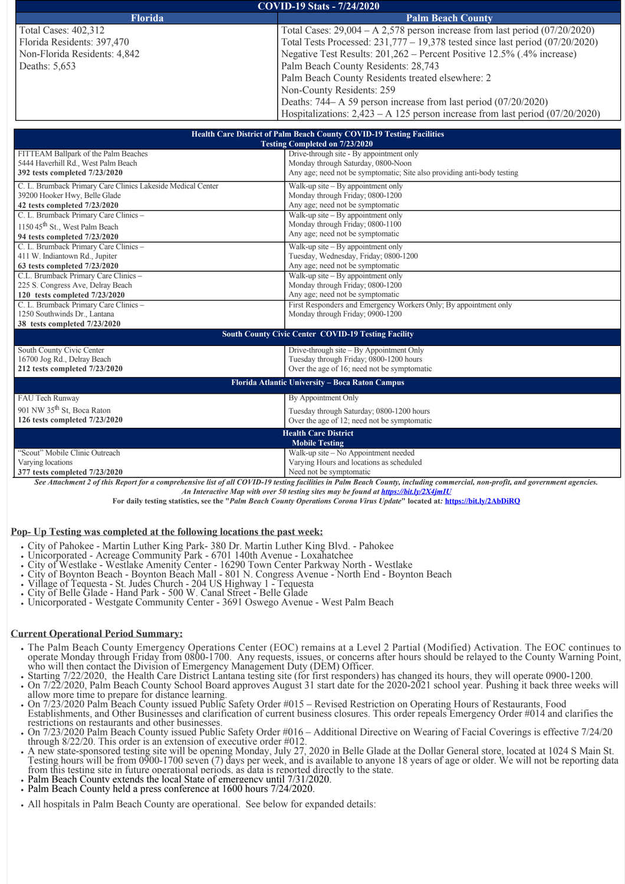## COVID-19 Stats - 7/24/2020

| Florida | Palm Beach County |
|---|---|
| Total Cases: 402,312<br>Florida Residents: 397,470<br>Non-Florida Residents: 4,842<br>Deaths: 5,653 | Total Cases: 29,004 – A 2,578 person increase from last period (07/20/2020)<br>Total Tests Processed: 231,777 – 19,378 tested since last period (07/20/2020)<br>Negative Test Results: 201,262 – Percent Positive 12.5% (.4% increase)<br>Palm Beach County Residents: 28,743<br>Palm Beach County Residents treated elsewhere: 2<br>Non-County Residents: 259<br>Deaths: 744– A 59 person increase from last period (07/20/2020)<br>Hospitalizations: 2,423 – A 125 person increase from last period (07/20/2020) |

| Health Care District of Palm Beach County COVID-19 Testing Facilities<br>Testing Completed on 7/23/2020 | |
|---|---|
| FITTEAM Ballpark of the Palm Beaches<br>5444 Haverhill Rd., West Palm Beach<br>**392 tests completed 7/23/2020** | Drive-through site - By appointment only<br>Monday through Saturday, 0800-Noon<br>Any age; need not be symptomatic; Site also providing anti-body testing |
| C. L. Brumback Primary Care Clinics Lakeside Medical Center<br>39200 Hooker Hwy, Belle Glade<br>**42 tests completed 7/23/2020** | Walk-up site – By appointment only<br>Monday through Friday; 0800-1200<br>Any age; need not be symptomatic |
| C. L. Brumback Primary Care Clinics –<br>1150 45th St., West Palm Beach<br>**94 tests completed 7/23/2020** | Walk-up site – By appointment only<br>Monday through Friday; 0800-1100<br>Any age; need not be symptomatic |
| C. L. Brumback Primary Care Clinics –<br>411 W. Indiantown Rd., Jupiter<br>**63 tests completed 7/23/2020** | Walk-up site – By appointment only<br>Tuesday, Wednesday, Friday; 0800-1200<br>Any age; need not be symptomatic |
| C.L. Brumback Primary Care Clinics –<br>225 S. Congress Ave, Delray Beach<br>**120 tests completed 7/23/2020** | Walk-up site – By appointment only<br>Monday through Friday; 0800-1200<br>Any age; need not be symptomatic |
| C. L. Brumback Primary Care Clinics –<br>1250 Southwinds Dr., Lantana<br>**38 tests completed 7/23/2020** | First Responders and Emergency Workers Only; By appointment only<br>Monday through Friday; 0900-1200 |
| **South County Civic Center COVID-19 Testing Facility** | |
| South County Civic Center<br>16700 Jog Rd., Delray Beach<br>**212 tests completed 7/23/2020** | Drive-through site – By Appointment Only<br>Tuesday through Friday; 0800-1200 hours<br>Over the age of 16; need not be symptomatic |
| **Florida Atlantic University – Boca Raton Campus** | |
| FAU Tech Runway<br>901 NW 35th St, Boca Raton<br>**126 tests completed 7/23/2020** | By Appointment Only<br>Tuesday through Saturday; 0800-1200 hours<br>Over the age of 12; need not be symptomatic |
| **Health Care District Mobile Testing** | |
| "Scout" Mobile Clinic Outreach<br>Varying locations<br>**377 tests completed 7/23/2020** | Walk-up site – No Appointment needed<br>Varying Hours and locations as scheduled<br>Need not be symptomatic |

***See Attachment 2 of this Report for a comprehensive list of all COVID-19 testing facilities in Palm Beach County, including commercial, non-profit, and government agencies.***
***An Interactive Map with over 50 testing sites may be found at https://bit.ly/2X4jmIU***
**For daily testing statistics, see the "*Palm Beach County Operations Corona Virus Update*" located at: https://bit.ly/2AbDiRQ**

## Pop- Up Testing was completed at the following locations the past week:

- City of Pahokee - Martin Luther King Park- 380 Dr. Martin Luther King Blvd. - Pahokee
- Unicorporated - Acreage Community Park - 6701 140th Avenue - Loxahatchee
- City of Westlake - Westlake Amenity Center - 16290 Town Center Parkway North - Westlake
- City of Boynton Beach - Boynton Beach Mall - 801 N. Congress Avenue - North End - Boynton Beach
- Village of Tequesta - St. Judes Church - 204 US Highway 1 - Tequesta
- City of Belle Glade - Hand Park - 500 W. Canal Street - Belle Glade
- Unicorporated - Westgate Community Center - 3691 Oswego Avenue - West Palm Beach

## Current Operational Period Summary:

- The Palm Beach County Emergency Operations Center (EOC) remains at a Level 2 Partial (Modified) Activation. The EOC continues to operate Monday through Friday from 0800-1700. Any requests, issues, or concerns after hours should be relayed to the County Warning Point, who will then contact the Division of Emergency Management Duty (DEM) Officer.
- Starting 7/22/2020, the Health Care District Lantana testing site (for first responders) has changed its hours, they will operate 0900-1200.
- On 7/22/2020, Palm Beach County School Board approves August 31 start date for the 2020-2021 school year. Pushing it back three weeks will allow more time to prepare for distance learning.
- On 7/23/2020 Palm Beach County issued Public Safety Order #015 – Revised Restriction on Operating Hours of Restaurants, Food Establishments, and Other Businesses and clarification of current business closures. This order repeals Emergency Order #014 and clarifies the restrictions on restaurants and other businesses.
- On 7/23/2020 Palm Beach County issued Public Safety Order #016 – Additional Directive on Wearing of Facial Coverings is effective 7/24/20 through 8/22/20. This order is an extension of executive order #012.
- A new state-sponsored testing site will be opening Monday, July 27, 2020 in Belle Glade at the Dollar General store, located at 1024 S Main St. Testing hours will be from 0900-1700 seven (7) days per week, and is available to anyone 18 years of age or older. We will not be reporting data from this testing site in future operational periods, as data is reported directly to the state.
- Palm Beach County extends the local State of emergency until 7/31/2020.
- Palm Beach County held a press conference at 1600 hours 7/24/2020.
- All hospitals in Palm Beach County are operational. See below for expanded details: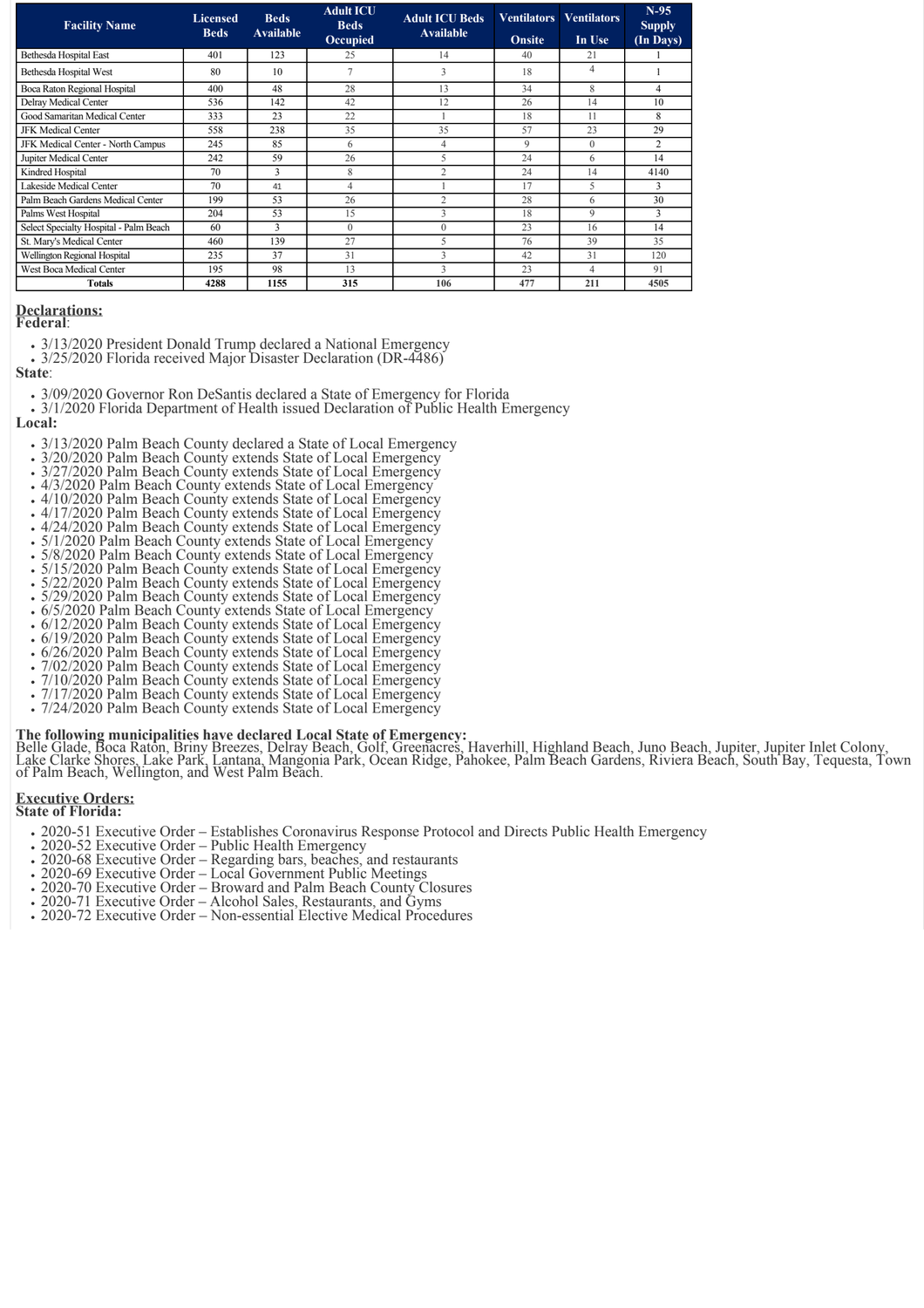| Facility Name | Licensed Beds | Beds Available | Adult ICU Beds Occupied | Adult ICU Beds Available | Ventilators Onsite | Ventilators In Use | N-95 Supply (In Days) |
|---|---|---|---|---|---|---|---|
| Bethesda Hospital East | 401 | 123 | 25 | 14 | 40 | 21 | 1 |
| Bethesda Hospital West | 80 | 10 | 7 | 3 | 18 | 4 | 1 |
| Boca Raton Regional Hospital | 400 | 48 | 28 | 13 | 34 | 8 | 4 |
| Delray Medical Center | 536 | 142 | 42 | 12 | 26 | 14 | 10 |
| Good Samaritan Medical Center | 333 | 23 | 22 | 1 | 18 | 11 | 8 |
| JFK Medical Center | 558 | 238 | 35 | 35 | 57 | 23 | 29 |
| JFK Medical Center - North Campus | 245 | 85 | 6 | 4 | 9 | 0 | 2 |
| Jupiter Medical Center | 242 | 59 | 26 | 5 | 24 | 6 | 14 |
| Kindred Hospital | 70 | 3 | 8 | 2 | 24 | 14 | 4140 |
| Lakeside Medical Center | 70 | 41 | 4 | 1 | 17 | 5 | 3 |
| Palm Beach Gardens Medical Center | 199 | 53 | 26 | 2 | 28 | 6 | 30 |
| Palms West Hospital | 204 | 53 | 15 | 3 | 18 | 9 | 3 |
| Select Specialty Hospital - Palm Beach | 60 | 3 | 0 | 0 | 23 | 16 | 14 |
| St. Mary's Medical Center | 460 | 139 | 27 | 5 | 76 | 39 | 35 |
| Wellington Regional Hospital | 235 | 37 | 31 | 3 | 42 | 31 | 120 |
| West Boca Medical Center | 195 | 98 | 13 | 3 | 23 | 4 | 91 |
| **Totals** | **4288** | **1155** | **315** | **106** | **477** | **211** | **4505** |

## Declarations:

**Federal**:

- 3/13/2020 President Donald Trump declared a National Emergency
- 3/25/2020 Florida received Major Disaster Declaration (DR-4486)

**State**:

- 3/09/2020 Governor Ron DeSantis declared a State of Emergency for Florida
- 3/1/2020 Florida Department of Health issued Declaration of Public Health Emergency

**Local:**

- 3/13/2020 Palm Beach County declared a State of Local Emergency
- 3/20/2020 Palm Beach County extends State of Local Emergency
- 3/27/2020 Palm Beach County extends State of Local Emergency
- 4/3/2020 Palm Beach County extends State of Local Emergency
- 4/10/2020 Palm Beach County extends State of Local Emergency
- 4/17/2020 Palm Beach County extends State of Local Emergency
- 4/24/2020 Palm Beach County extends State of Local Emergency
- 5/1/2020 Palm Beach County extends State of Local Emergency
- 5/8/2020 Palm Beach County extends State of Local Emergency
- 5/15/2020 Palm Beach County extends State of Local Emergency
- 5/22/2020 Palm Beach County extends State of Local Emergency
- 5/29/2020 Palm Beach County extends State of Local Emergency
- 6/5/2020 Palm Beach County extends State of Local Emergency
- 6/12/2020 Palm Beach County extends State of Local Emergency
- 6/19/2020 Palm Beach County extends State of Local Emergency
- 6/26/2020 Palm Beach County extends State of Local Emergency
- 7/02/2020 Palm Beach County extends State of Local Emergency
- 7/10/2020 Palm Beach County extends State of Local Emergency
- 7/17/2020 Palm Beach County extends State of Local Emergency
- 7/24/2020 Palm Beach County extends State of Local Emergency

**The following municipalities have declared Local State of Emergency:**
Belle Glade, Boca Raton, Briny Breezes, Delray Beach, Golf, Greenacres, Haverhill, Highland Beach, Juno Beach, Jupiter, Jupiter Inlet Colony, Lake Clarke Shores, Lake Park, Lantana, Mangonia Park, Ocean Ridge, Pahokee, Palm Beach Gardens, Riviera Beach, South Bay, Tequesta, Town of Palm Beach, Wellington, and West Palm Beach.

## Executive Orders:

**State of Florida:**

- 2020-51 Executive Order – Establishes Coronavirus Response Protocol and Directs Public Health Emergency
- 2020-52 Executive Order – Public Health Emergency
- 2020-68 Executive Order – Regarding bars, beaches, and restaurants
- 2020-69 Executive Order – Local Government Public Meetings
- 2020-70 Executive Order – Broward and Palm Beach County Closures
- 2020-71 Executive Order – Alcohol Sales, Restaurants, and Gyms
- 2020-72 Executive Order – Non-essential Elective Medical Procedures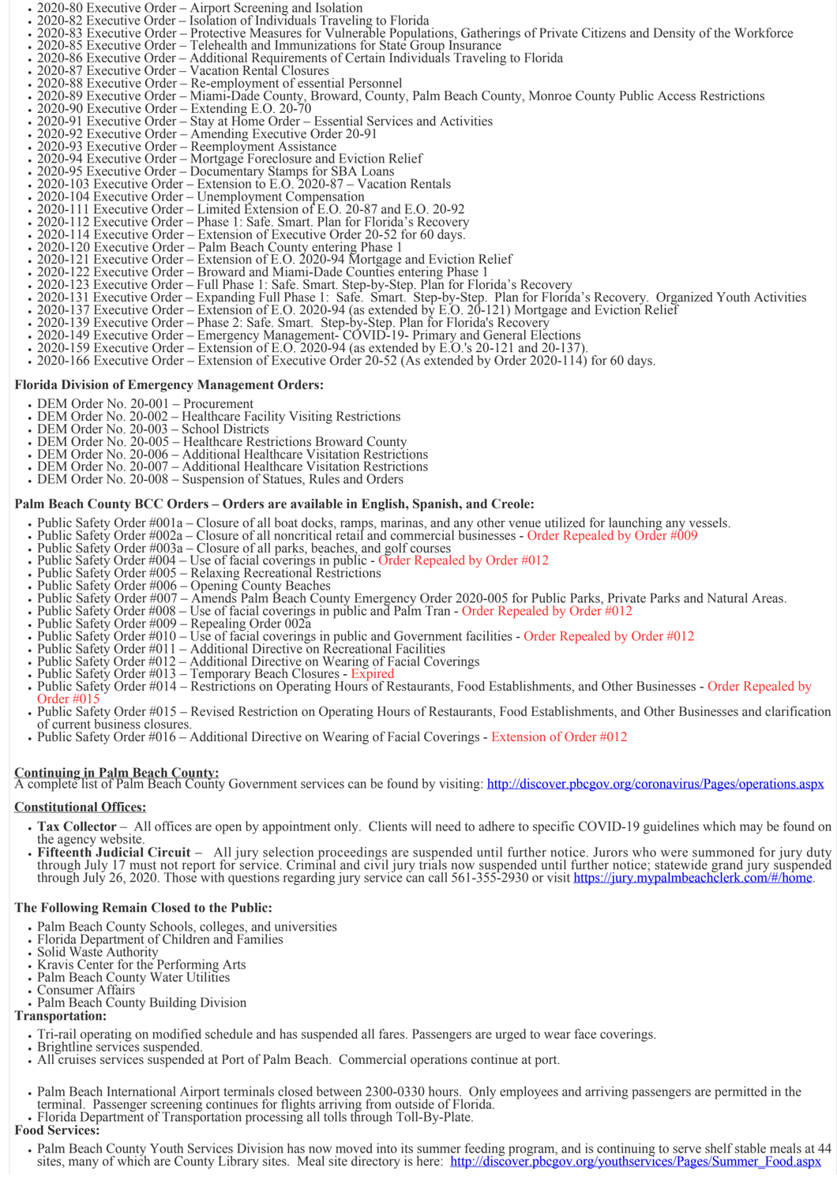- 2020-80 Executive Order – Airport Screening and Isolation
- 2020-82 Executive Order – Isolation of Individuals Traveling to Florida
- 2020-83 Executive Order – Protective Measures for Vulnerable Populations, Gatherings of Private Citizens and Density of the Workforce
- 2020-85 Executive Order – Telehealth and Immunizations for State Group Insurance
- 2020-86 Executive Order – Additional Requirements of Certain Individuals Traveling to Florida
- 2020-87 Executive Order – Vacation Rental Closures
- 2020-88 Executive Order – Re-employment of essential Personnel
- 2020-89 Executive Order – Miami-Dade County, Broward, County, Palm Beach County, Monroe County Public Access Restrictions
- 2020-90 Executive Order – Extending E.O. 20-70
- 2020-91 Executive Order – Stay at Home Order – Essential Services and Activities
- 2020-92 Executive Order – Amending Executive Order 20-91
- 2020-93 Executive Order – Reemployment Assistance
- 2020-94 Executive Order – Mortgage Foreclosure and Eviction Relief
- 2020-95 Executive Order – Documentary Stamps for SBA Loans
- 2020-103 Executive Order – Extension to E.O. 2020-87 – Vacation Rentals
- 2020-104 Executive Order – Unemployment Compensation
- 2020-111 Executive Order – Limited Extension of E.O. 20-87 and E.O. 20-92
- 2020-112 Executive Order – Phase 1: Safe. Smart. Plan for Florida's Recovery
- 2020-114 Executive Order – Extension of Executive Order 20-52 for 60 days.
- 2020-120 Executive Order – Palm Beach County entering Phase 1
- 2020-121 Executive Order – Extension of E.O. 2020-94 Mortgage and Eviction Relief
- 2020-122 Executive Order – Broward and Miami-Dade Counties entering Phase 1
- 2020-123 Executive Order – Full Phase 1: Safe. Smart. Step-by-Step. Plan for Florida's Recovery
- 2020-131 Executive Order – Expanding Full Phase 1: Safe. Smart. Step-by-Step. Plan for Florida's Recovery. Organized Youth Activities
- 2020-137 Executive Order – Extension of E.O. 2020-94 (as extended by E.O. 20-121) Mortgage and Eviction Relief
- 2020-139 Executive Order – Phase 2: Safe. Smart. Step-by-Step. Plan for Florida's Recovery
- 2020-149 Executive Order – Emergency Management- COVID-19- Primary and General Elections
- 2020-159 Executive Order – Extension of E.O. 2020-94 (as extended by E.O.'s 20-121 and 20-137).
- 2020-166 Executive Order – Extension of Executive Order 20-52 (As extended by Order 2020-114) for 60 days.

**Florida Division of Emergency Management Orders:**

- DEM Order No. 20-001 – Procurement
- DEM Order No. 20-002 – Healthcare Facility Visiting Restrictions
- DEM Order No. 20-003 – School Districts
- DEM Order No. 20-005 – Healthcare Restrictions Broward County
- DEM Order No. 20-006 – Additional Healthcare Visitation Restrictions
- DEM Order No. 20-007 – Additional Healthcare Visitation Restrictions
- DEM Order No. 20-008 – Suspension of Statues, Rules and Orders

**Palm Beach County BCC Orders – Orders are available in English, Spanish, and Creole:**

- Public Safety Order #001a – Closure of all boat docks, ramps, marinas, and any other venue utilized for launching any vessels.
- Public Safety Order #002a – Closure of all noncritical retail and commercial businesses - Order Repealed by Order #009
- Public Safety Order #003a – Closure of all parks, beaches, and golf courses
- Public Safety Order #004 – Use of facial coverings in public - Order Repealed by Order #012
- Public Safety Order #005 – Relaxing Recreational Restrictions
- Public Safety Order #006 – Opening County Beaches
- Public Safety Order #007 – Amends Palm Beach County Emergency Order 2020-005 for Public Parks, Private Parks and Natural Areas.
- Public Safety Order #008 – Use of facial coverings in public and Palm Tran - Order Repealed by Order #012
- Public Safety Order #009 – Repealing Order 002a
- Public Safety Order #010 – Use of facial coverings in public and Government facilities - Order Repealed by Order #012
- Public Safety Order #011 – Additional Directive on Recreational Facilities
- Public Safety Order #012 – Additional Directive on Wearing of Facial Coverings
- Public Safety Order #013 – Temporary Beach Closures - Expired
- Public Safety Order #014 – Restrictions on Operating Hours of Restaurants, Food Establishments, and Other Businesses - Order Repealed by Order #015
- Public Safety Order #015 – Revised Restriction on Operating Hours of Restaurants, Food Establishments, and Other Businesses and clarification of current business closures.
- Public Safety Order #016 – Additional Directive on Wearing of Facial Coverings - Extension of Order #012

**Continuing in Palm Beach County:**
A complete list of Palm Beach County Government services can be found by visiting: http://discover.pbcgov.org/coronavirus/Pages/operations.aspx

**Constitutional Offices:**

- **Tax Collector** – All offices are open by appointment only. Clients will need to adhere to specific COVID-19 guidelines which may be found on the agency website.
- **Fifteenth Judicial Circuit** – All jury selection proceedings are suspended until further notice. Jurors who were summoned for jury duty through July 17 must not report for service. Criminal and civil jury trials now suspended until further notice; statewide grand jury suspended through July 26, 2020. Those with questions regarding jury service can call 561-355-2930 or visit https://jury.mypalmbeachclerk.com/#/home.

**The Following Remain Closed to the Public:**

- Palm Beach County Schools, colleges, and universities
- Florida Department of Children and Families
- Solid Waste Authority
- Kravis Center for the Performing Arts
- Palm Beach County Water Utilities
- Consumer Affairs
- Palm Beach County Building Division

**Transportation:**

- Tri-rail operating on modified schedule and has suspended all fares. Passengers are urged to wear face coverings.
- Brightline services suspended.
- All cruises services suspended at Port of Palm Beach. Commercial operations continue at port.
- Palm Beach International Airport terminals closed between 2300-0330 hours. Only employees and arriving passengers are permitted in the terminal. Passenger screening continues for flights arriving from outside of Florida.
- Florida Department of Transportation processing all tolls through Toll-By-Plate.

**Food Services:**

- Palm Beach County Youth Services Division has now moved into its summer feeding program, and is continuing to serve shelf stable meals at 44 sites, many of which are County Library sites. Meal site directory is here: http://discover.pbcgov.org/youthservices/Pages/Summer_Food.aspx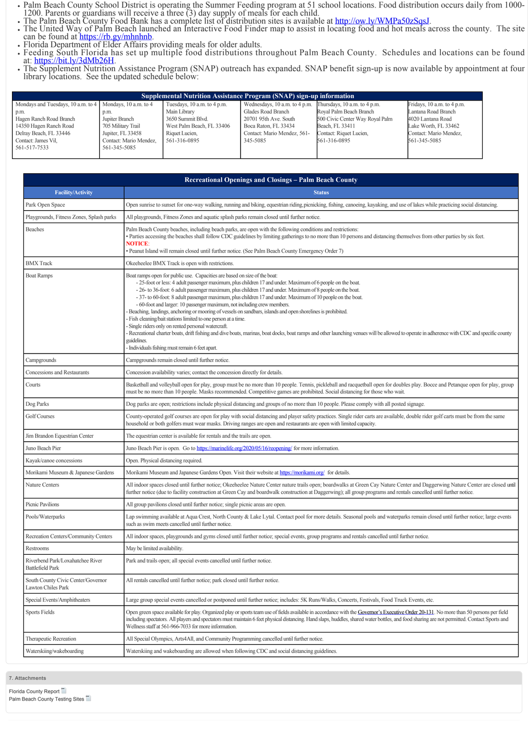- Palm Beach County School District is operating the Summer Feeding program at 51 school locations. Food distribution occurs daily from 1000-1200. Parents or guardians will receive a three (3) day supply of meals for each child.
- The Palm Beach County Food Bank has a complete list of distribution sites is available at http://ow.ly/WMPa50zSqsJ.
- The United Way of Palm Beach launched an Interactive Food Finder map to assist in locating food and hot meals across the county. The site can be found at https://rb.gy/mhnhnb.
- Florida Department of Elder Affairs providing meals for older adults.
- Feeding South Florida has set up multiple food distributions throughout Palm Beach County. Schedules and locations can be found at: https://bit.ly/3dMb26H.
- The Supplement Nutrition Assistance Program (SNAP) outreach has expanded. SNAP benefit sign-up is now available by appointment at four library locations. See the updated schedule below:

| Supplemental Nutrition Assistance Program (SNAP) sign-up information | | | | | |
|---|---|---|---|---|---|
| Mondays and Tuesdays, 10 a.m. to 4 p.m.<br>Hagen Ranch Road Branch<br>14350 Hagen Ranch Road<br>Delray Beach, FL 33446<br>Contact: James Vil, 561-517-7533 | Mondays, 10 a.m. to 4 p.m.<br>Jupiter Branch<br>705 Military Trail<br>Jupiter, FL 33458<br>Contact: Mario Mendez, 561-345-5085 | Tuesdays, 10 a.m. to 4 p.m.<br>Main Library<br>3650 Summit Blvd.<br>West Palm Beach, FL 33406<br>Riquet Lucien, 561-316-0895 | Wednesdays, 10 a.m. to 4 p.m.<br>Glades Road Branch<br>20701 95th Ave. South<br>Boca Raton, FL 33434<br>Contact: Mario Mendez, 561-345-5085 | Thursdays, 10 a.m. to 4 p.m.<br>Royal Palm Beach Branch<br>500 Civic Center Way Royal Palm Beach, FL 33411<br>Contact: Riquet Lucien, 561-316-0895 | Fridays, 10 a.m. to 4 p.m.<br>Lantana Road Branch<br>4020 Lantana Road<br>Lake Worth, FL 33462<br>Contact: Mario Mendez, 561-345-5085 |

| Recreational Openings and Closings – Palm Beach County | |
|---|---|
| **Facility/Activity** | **Status** |
| Park Open Space | Open sunrise to sunset for one-way walking, running and biking, equestrian riding, picnicking, fishing, canoeing, kayaking, and use of lakes while practicing social distancing. |
| Playgrounds, Fitness Zones, Splash parks | All playgrounds, Fitness Zones and aquatic splash parks remain closed until further notice. |
| Beaches | Palm Beach County beaches, including beach parks, are open with the following conditions and restrictions:<br>• Parties accessing the beaches shall follow CDC guidelines by limiting gatherings to no more than 10 persons and distancing themselves from other parties by six feet.<br>**NOTICE**:<br>• Peanut Island will remain closed until further notice. (See Palm Beach County Emergency Order 7) |
| BMX Track | Okeeheelee BMX Track is open with restrictions. |
| Boat Ramps | Boat ramps open for public use. Capacities are based on size of the boat:<br>- 25-foot or less: 4 adult passenger maximum, plus children 17 and under. Maximum of 6 people on the boat.<br>- 26- to 36-foot: 6 adult passenger maximum, plus children 17 and under. Maximum of 8 people on the boat.<br>- 37- to 60-foot: 8 adult passenger maximum, plus children 17 and under. Maximum of 10 people on the boat.<br>- 60-foot and larger: 10 passenger maximum, not including crew members.<br>- Beaching, landings, anchoring or mooring of vessels on sandbars, islands and open shorelines is prohibited.<br>- Fish cleaning/bait stations limited to one person at a time.<br>- Single riders only on rented personal watercraft.<br>- Recreational charter boats, drift fishing and dive boats, marinas, boat docks, boat ramps and other launching venues will be allowed to operate in adherence with CDC and specific county guidelines.<br>- Individuals fishing must remain 6 feet apart. |
| Campgrounds | Campgrounds remain closed until further notice. |
| Concessions and Restaurants | Concession availability varies; contact the concession directly for details. |
| Courts | Basketball and volleyball open for play, group must be no more than 10 people. Tennis, pickleball and racquetball open for doubles play. Bocce and Petanque open for play, group must be no more than 10 people. Masks recommended. Competitive games are prohibited. Social distancing for those who wait. |
| Dog Parks | Dog parks are open; restrictions include physical distancing and groups of no more than 10 people. Please comply with all posted signage. |
| Golf Courses | County-operated golf courses are open for play with social distancing and player safety practices. Single rider carts are available, double rider golf carts must be from the same household or both golfers must wear masks. Driving ranges are open and restaurants are open with limited capacity. |
| Jim Brandon Equestrian Center | The equestrian center is available for rentals and the trails are open. |
| Juno Beach Pier | Juno Beach Pier is open. Go to https://marinelife.org/2020/05/16/reopening/ for more information. |
| Kayak/canoe concessions | Open. Physical distancing required. |
| Morikami Museum & Japanese Gardens | Morikami Museum and Japanese Gardens Open. Visit their website at https://morikami.org/ for details. |
| Nature Centers | All indoor spaces closed until further notice; Okeeheelee Nature Center nature trails open; boardwalks at Green Cay Nature Center and Daggerwing Nature Center are closed until further notice (due to facility construction at Green Cay and boardwalk construction at Daggerwing); all group programs and rentals cancelled until further notice. |
| Picnic Pavilions | All group pavilions closed until further notice; single picnic areas are open. |
| Pools/Waterparks | Lap swimming available at Aqua Crest, North County & Lake Lytal. Contact pool for more details. Seasonal pools and waterparks remain closed until further notice; large events such as swim meets cancelled until further notice. |
| Recreation Centers/Community Centers | All indoor spaces, playgrounds and gyms closed until further notice; special events, group programs and rentals cancelled until further notice. |
| Restrooms | May be limited availability. |
| Riverbend Park/Loxahatchee River Battlefield Park | Park and trails open; all special events cancelled until further notice. |
| South County Civic Center/Governor Lawton Chiles Park | All rentals cancelled until further notice; park closed until further notice. |
| Special Events/Amphitheaters | Large group special events cancelled or postponed until further notice; includes: 5K Runs/Walks, Concerts, Festivals, Food Truck Events, etc. |
| Sports Fields | Open green space available for play. Organized play or sports team use of fields available in accordance with the Governor's Executive Order 20-131. No more than 50 persons per field including spectators. All players and spectators must maintain 6 feet physical distancing. Hand slaps, huddles, shared water bottles, and food sharing are not permitted. Contact Sports and Wellness staff at 561-966-7033 for more information. |
| Therapeutic Recreation | All Special Olympics, Arts4All, and Community Programming cancelled until further notice. |
| Waterskiing/wakeboarding | Waterskiing and wakeboarding are allowed when following CDC and social distancing guidelines. |

**7. Attachments**

Florida County Report

Palm Beach County Testing Sites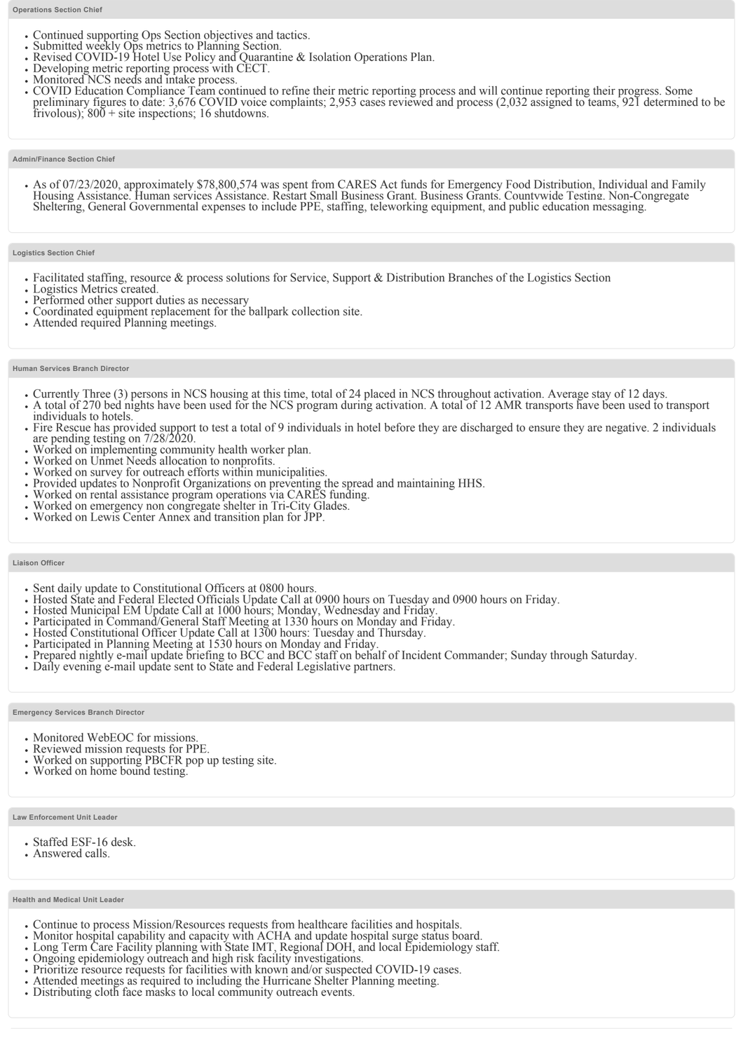### Operations Section Chief

- Continued supporting Ops Section objectives and tactics.
- Submitted weekly Ops metrics to Planning Section.
- Revised COVID-19 Hotel Use Policy and Quarantine & Isolation Operations Plan.
- Developing metric reporting process with CECT.
- Monitored NCS needs and intake process.
- COVID Education Compliance Team continued to refine their metric reporting process and will continue reporting their progress. Some preliminary figures to date: 3,676 COVID voice complaints; 2,953 cases reviewed and process (2,032 assigned to teams, 921 determined to be frivolous); 800 + site inspections; 16 shutdowns.

### Admin/Finance Section Chief

- As of 07/23/2020, approximately $78,800,574 was spent from CARES Act funds for Emergency Food Distribution, Individual and Family Housing Assistance. Human services Assistance. Restart Small Business Grant. Business Grants. Countywide Testing. Non-Congregate Sheltering, General Governmental expenses to include PPE, staffing, teleworking equipment, and public education messaging.

### Logistics Section Chief

- Facilitated staffing, resource & process solutions for Service, Support & Distribution Branches of the Logistics Section
- Logistics Metrics created.
- Performed other support duties as necessary
- Coordinated equipment replacement for the ballpark collection site.
- Attended required Planning meetings.

### Human Services Branch Director

- Currently Three (3) persons in NCS housing at this time, total of 24 placed in NCS throughout activation. Average stay of 12 days.
- A total of 270 bed nights have been used for the NCS program during activation. A total of 12 AMR transports have been used to transport individuals to hotels.
- Fire Rescue has provided support to test a total of 9 individuals in hotel before they are discharged to ensure they are negative. 2 individuals are pending testing on 7/28/2020.
- Worked on implementing community health worker plan.
- Worked on Unmet Needs allocation to nonprofits.
- Worked on survey for outreach efforts within municipalities.
- Provided updates to Nonprofit Organizations on preventing the spread and maintaining HHS.
- Worked on rental assistance program operations via CARES funding.
- Worked on emergency non congregate shelter in Tri-City Glades.
- Worked on Lewis Center Annex and transition plan for JPP.

### Liaison Officer

- Sent daily update to Constitutional Officers at 0800 hours.
- Hosted State and Federal Elected Officials Update Call at 0900 hours on Tuesday and 0900 hours on Friday.
- Hosted Municipal EM Update Call at 1000 hours; Monday, Wednesday and Friday.
- Participated in Command/General Staff Meeting at 1330 hours on Monday and Friday.
- Hosted Constitutional Officer Update Call at 1300 hours: Tuesday and Thursday.
- Participated in Planning Meeting at 1530 hours on Monday and Friday.
- Prepared nightly e-mail update briefing to BCC and BCC staff on behalf of Incident Commander; Sunday through Saturday.
- Daily evening e-mail update sent to State and Federal Legislative partners.

### Emergency Services Branch Director

- Monitored WebEOC for missions.
- Reviewed mission requests for PPE.
- Worked on supporting PBCFR pop up testing site.
- Worked on home bound testing.

### Law Enforcement Unit Leader

- Staffed ESF-16 desk.
- Answered calls.

### Health and Medical Unit Leader

- Continue to process Mission/Resources requests from healthcare facilities and hospitals.
- Monitor hospital capability and capacity with ACHA and update hospital surge status board.
- Long Term Care Facility planning with State IMT, Regional DOH, and local Epidemiology staff.
- Ongoing epidemiology outreach and high risk facility investigations.
- Prioritize resource requests for facilities with known and/or suspected COVID-19 cases.
- Attended meetings as required to including the Hurricane Shelter Planning meeting.
- Distributing cloth face masks to local community outreach events.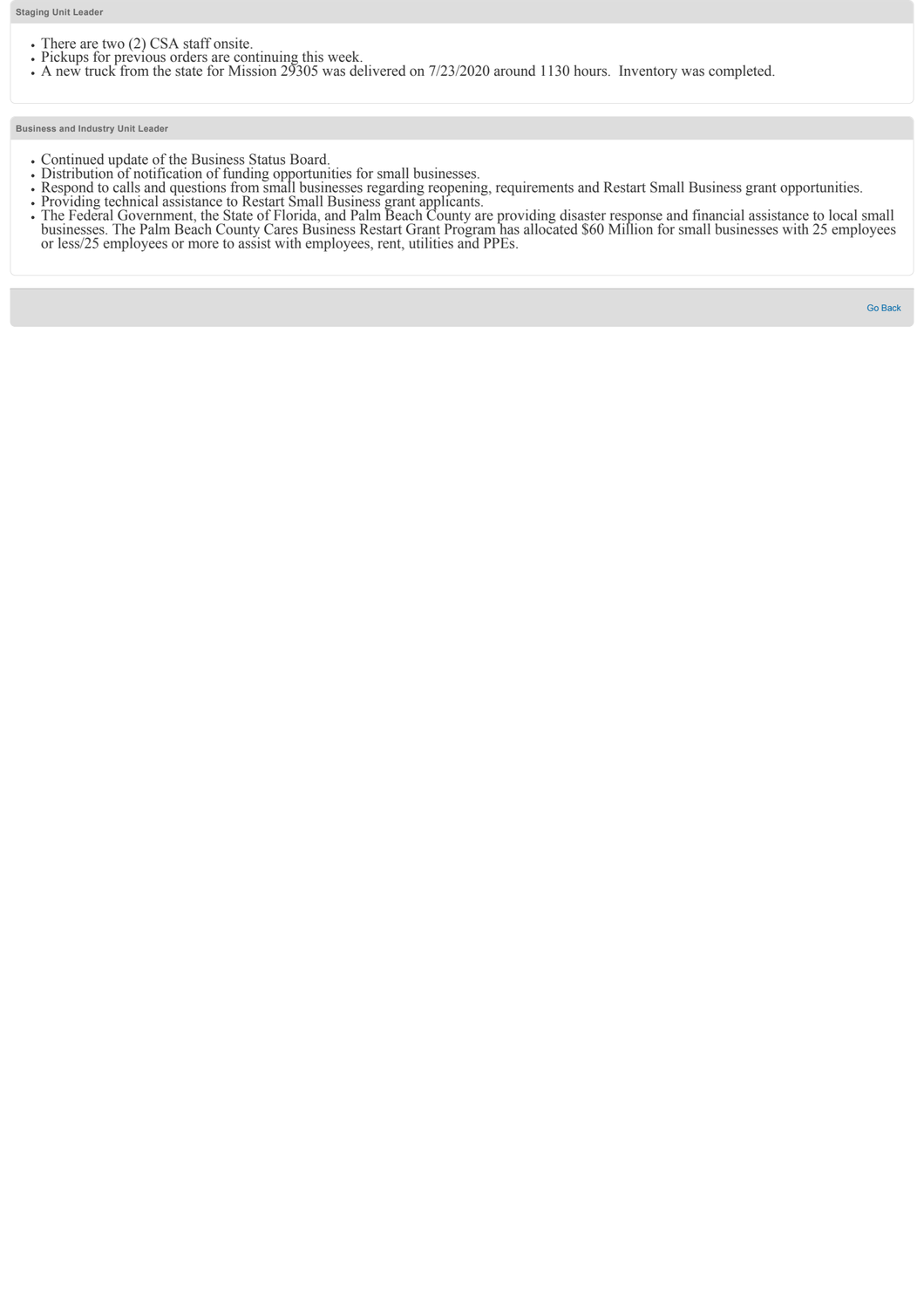### Staging Unit Leader

- There are two (2) CSA staff onsite.
- Pickups for previous orders are continuing this week.
- A new truck from the state for Mission 29305 was delivered on 7/23/2020 around 1130 hours. Inventory was completed.

### Business and Industry Unit Leader

- Continued update of the Business Status Board.
- Distribution of notification of funding opportunities for small businesses.
- Respond to calls and questions from small businesses regarding reopening, requirements and Restart Small Business grant opportunities.
- Providing technical assistance to Restart Small Business grant applicants.
- The Federal Government, the State of Florida, and Palm Beach County are providing disaster response and financial assistance to local small businesses. The Palm Beach County Cares Business Restart Grant Program has allocated $60 Million for small businesses with 25 employees or less/25 employees or more to assist with employees, rent, utilities and PPEs.

Go Back